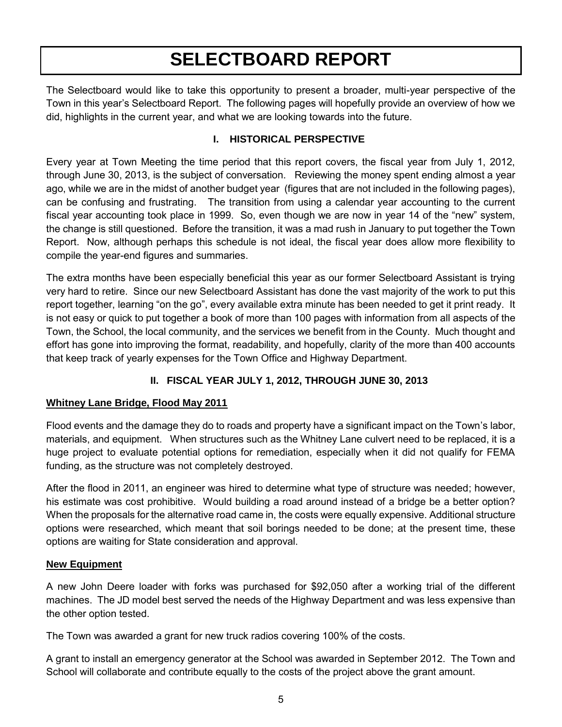# SELECTBOARD REPORT

The Selectboard would like to take this opportunity to present a broader, multi-year perspective of the Town in this year's Selectboard Report. The following pages will hopefully provide an overview of how we did, highlights in the current year, and what we are looking towards into the future.

## I. HISTORICAL PERSPECTIVE

Every year at Town Meeting the time period that this report covers, the fiscal year from July 1, 2012, through June 30, 2013, is the subject of conversation. Reviewing the money spent ending almost a year ago, while we are in the midst of another budget year (figures that are not included in the following pages), can be confusing and frustrating. The transition from using a calendar year accounting to the current fiscal year accounting took place in 1999. So, even though we are now in year 14 of the "new" system, the change is still questioned. Before the transition, it was a mad rush in January to put together the Town Report. Now, although perhaps this schedule is not ideal, the fiscal year does allow more flexibility to compile the year-end figures and summaries.

The extra months have been especially beneficial this year as our former Selectboard Assistant is trying very hard to retire. Since our new Selectboard Assistant has done the vast majority of the work to put this report together, learning "on the go", every available extra minute has been needed to get it print ready. It is not easy or quick to put together a book of more than 100 pages with information from all aspects of the Town, the School, the local community, and the services we benefit from in the County. Much thought and effort has gone into improving the format, readability, and hopefully, clarity of the more than 400 accounts that keep track of yearly expenses for the Town Office and Highway Department.

## II. FISCAL YEAR JULY 1, 2012, THROUGH JUNE 30, 2013

### Whitney Lane Bridge, Flood May 2011

Flood events and the damage they do to roads and property have a significant impact on the Town's labor, materials, and equipment. When structures such as the Whitney Lane culvert need to be replaced, it is a huge project to evaluate potential options for remediation, especially when it did not qualify for FEMA funding, as the structure was not completely destroyed.

After the flood in 2011, an engineer was hired to determine what type of structure was needed; however, his estimate was cost prohibitive. Would building a road around instead of a bridge be a better option? When the proposals for the alternative road came in, the costs were equally expensive. Additional structure options were researched, which meant that soil borings needed to be done; at the present time, these options are waiting for State consideration and approval.

### New Equipment

A new John Deere loader with forks was purchased for $92,050 after a working trial of the different machines. The JD model best served the needs of the Highway Department and was less expensive than the other option tested.

The Town was awarded a grant for new truck radios covering 100% of the costs.

A grant to install an emergency generator at the School was awarded in September 2012. The Town and School will collaborate and contribute equally to the costs of the project above the grant amount.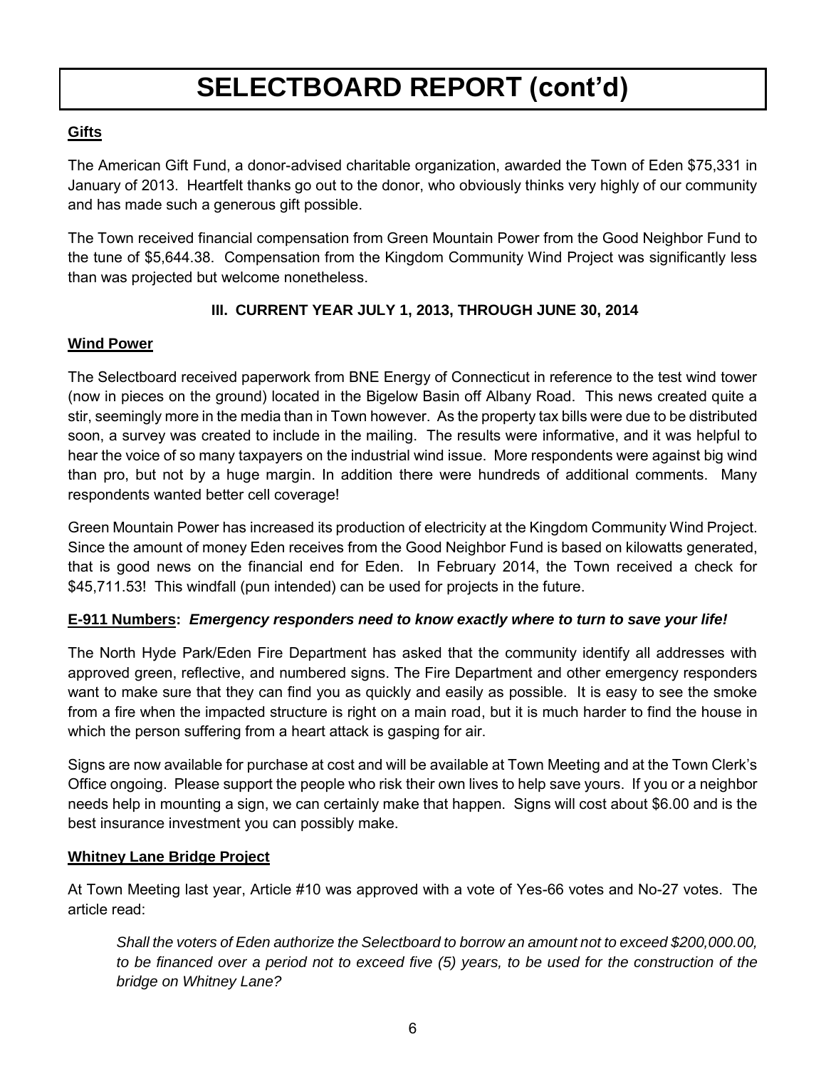# SELECTBOARD REPORT (cont'd)

**Gifts**

The American Gift Fund, a donor-advised charitable organization, awarded the Town of Eden $75,331 in January of 2013. Heartfelt thanks go out to the donor, who obviously thinks very highly of our community and has made such a generous gift possible.

The Town received financial compensation from Green Mountain Power from the Good Neighbor Fund to the tune of $5,644.38. Compensation from the Kingdom Community Wind Project was significantly less than was projected but welcome nonetheless.

### III. CURRENT YEAR JULY 1, 2013, THROUGH JUNE 30, 2014

**Wind Power**

The Selectboard received paperwork from BNE Energy of Connecticut in reference to the test wind tower (now in pieces on the ground) located in the Bigelow Basin off Albany Road. This news created quite a stir, seemingly more in the media than in Town however. As the property tax bills were due to be distributed soon, a survey was created to include in the mailing. The results were informative, and it was helpful to hear the voice of so many taxpayers on the industrial wind issue. More respondents were against big wind than pro, but not by a huge margin. In addition there were hundreds of additional comments. Many respondents wanted better cell coverage!

Green Mountain Power has increased its production of electricity at the Kingdom Community Wind Project. Since the amount of money Eden receives from the Good Neighbor Fund is based on kilowatts generated, that is good news on the financial end for Eden. In February 2014, the Town received a check for $45,711.53! This windfall (pun intended) can be used for projects in the future.

**E-911 Numbers: *Emergency responders need to know exactly where to turn to save your life!***

The North Hyde Park/Eden Fire Department has asked that the community identify all addresses with approved green, reflective, and numbered signs. The Fire Department and other emergency responders want to make sure that they can find you as quickly and easily as possible. It is easy to see the smoke from a fire when the impacted structure is right on a main road, but it is much harder to find the house in which the person suffering from a heart attack is gasping for air.

Signs are now available for purchase at cost and will be available at Town Meeting and at the Town Clerk's Office ongoing. Please support the people who risk their own lives to help save yours. If you or a neighbor needs help in mounting a sign, we can certainly make that happen. Signs will cost about $6.00 and is the best insurance investment you can possibly make.

**Whitney Lane Bridge Project**

At Town Meeting last year, Article #10 was approved with a vote of Yes-66 votes and No-27 votes. The article read:

> *Shall the voters of Eden authorize the Selectboard to borrow an amount not to exceed $200,000.00, to be financed over a period not to exceed five (5) years, to be used for the construction of the bridge on Whitney Lane?*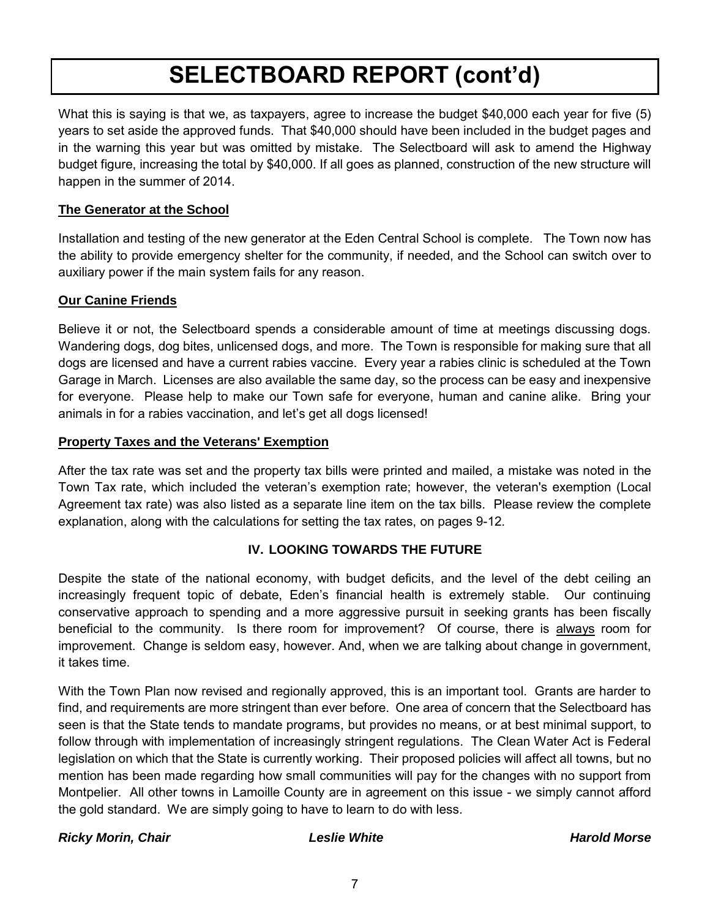# SELECTBOARD REPORT (cont'd)

What this is saying is that we, as taxpayers, agree to increase the budget $40,000 each year for five (5) years to set aside the approved funds. That $40,000 should have been included in the budget pages and in the warning this year but was omitted by mistake. The Selectboard will ask to amend the Highway budget figure, increasing the total by $40,000. If all goes as planned, construction of the new structure will happen in the summer of 2014.

**The Generator at the School**

Installation and testing of the new generator at the Eden Central School is complete. The Town now has the ability to provide emergency shelter for the community, if needed, and the School can switch over to auxiliary power if the main system fails for any reason.

**Our Canine Friends**

Believe it or not, the Selectboard spends a considerable amount of time at meetings discussing dogs. Wandering dogs, dog bites, unlicensed dogs, and more. The Town is responsible for making sure that all dogs are licensed and have a current rabies vaccine. Every year a rabies clinic is scheduled at the Town Garage in March. Licenses are also available the same day, so the process can be easy and inexpensive for everyone. Please help to make our Town safe for everyone, human and canine alike. Bring your animals in for a rabies vaccination, and let's get all dogs licensed!

**Property Taxes and the Veterans' Exemption**

After the tax rate was set and the property tax bills were printed and mailed, a mistake was noted in the Town Tax rate, which included the veteran's exemption rate; however, the veteran's exemption (Local Agreement tax rate) was also listed as a separate line item on the tax bills. Please review the complete explanation, along with the calculations for setting the tax rates, on pages 9-12.

### IV. LOOKING TOWARDS THE FUTURE

Despite the state of the national economy, with budget deficits, and the level of the debt ceiling an increasingly frequent topic of debate, Eden's financial health is extremely stable. Our continuing conservative approach to spending and a more aggressive pursuit in seeking grants has been fiscally beneficial to the community. Is there room for improvement? Of course, there is always room for improvement. Change is seldom easy, however. And, when we are talking about change in government, it takes time.

With the Town Plan now revised and regionally approved, this is an important tool. Grants are harder to find, and requirements are more stringent than ever before. One area of concern that the Selectboard has seen is that the State tends to mandate programs, but provides no means, or at best minimal support, to follow through with implementation of increasingly stringent regulations. The Clean Water Act is Federal legislation on which that the State is currently working. Their proposed policies will affect all towns, but no mention has been made regarding how small communities will pay for the changes with no support from Montpelier. All other towns in Lamoille County are in agreement on this issue - we simply cannot afford the gold standard. We are simply going to have to learn to do with less.

***Ricky Morin, Chair*** ***Leslie White*** ***Harold Morse***